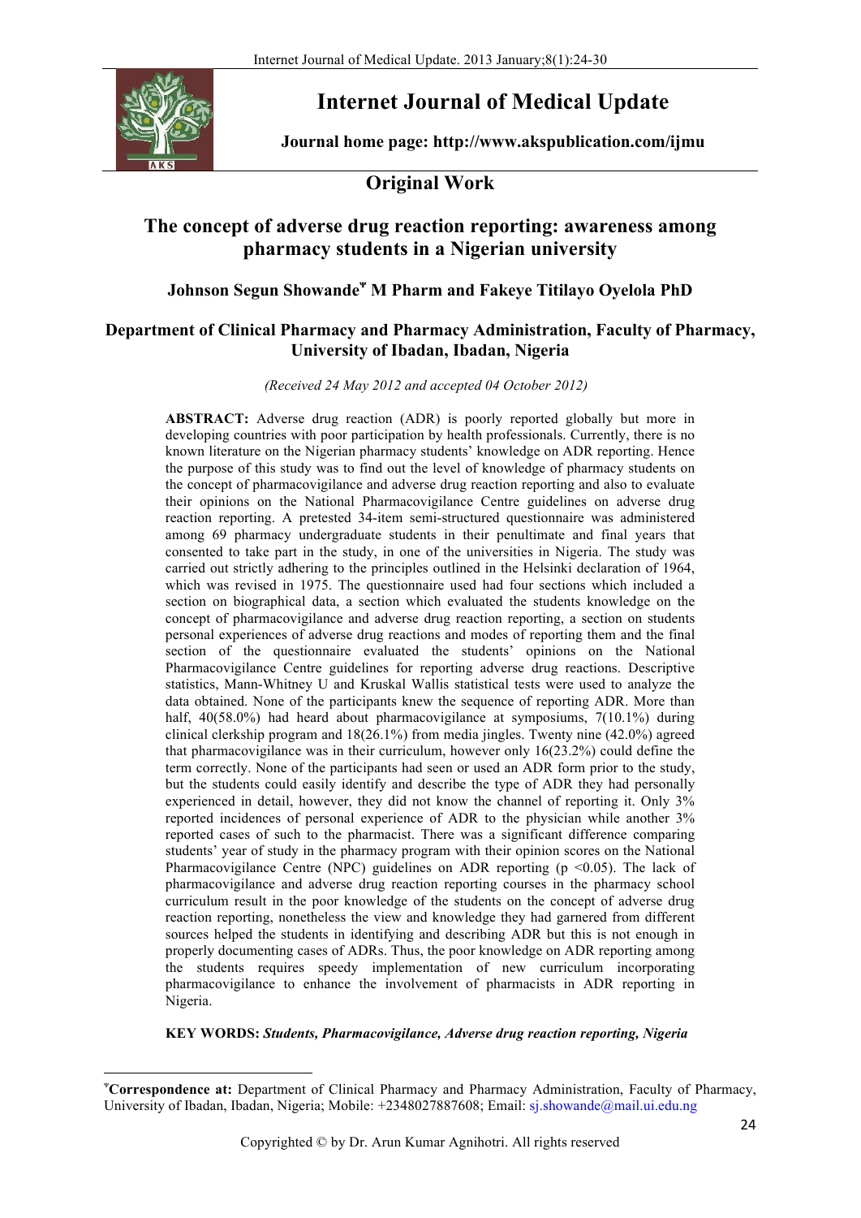# Internet Journal of Medical Update

**Journal home page: http://www.akspublication.com/ijmu**

## Original Work

## The concept of adverse drug reaction reporting: awareness among pharmacy students in a Nigerian university

### Johnson Segun Showande[¥] M Pharm and Fakeye Titilayo Oyelola PhD

### Department of Clinical Pharmacy and Pharmacy Administration, Faculty of Pharmacy, University of Ibadan, Ibadan, Nigeria

*(Received 24 May 2012 and accepted 04 October 2012)*

**ABSTRACT:** Adverse drug reaction (ADR) is poorly reported globally but more in developing countries with poor participation by health professionals. Currently, there is no known literature on the Nigerian pharmacy students' knowledge on ADR reporting. Hence the purpose of this study was to find out the level of knowledge of pharmacy students on the concept of pharmacovigilance and adverse drug reaction reporting and also to evaluate their opinions on the National Pharmacovigilance Centre guidelines on adverse drug reaction reporting. A pretested 34-item semi-structured questionnaire was administered among 69 pharmacy undergraduate students in their penultimate and final years that consented to take part in the study, in one of the universities in Nigeria. The study was carried out strictly adhering to the principles outlined in the Helsinki declaration of 1964, which was revised in 1975. The questionnaire used had four sections which included a section on biographical data, a section which evaluated the students knowledge on the concept of pharmacovigilance and adverse drug reaction reporting, a section on students personal experiences of adverse drug reactions and modes of reporting them and the final section of the questionnaire evaluated the students' opinions on the National Pharmacovigilance Centre guidelines for reporting adverse drug reactions. Descriptive statistics, Mann-Whitney U and Kruskal Wallis statistical tests were used to analyze the data obtained. None of the participants knew the sequence of reporting ADR. More than half, 40(58.0%) had heard about pharmacovigilance at symposiums, 7(10.1%) during clinical clerkship program and 18(26.1%) from media jingles. Twenty nine (42.0%) agreed that pharmacovigilance was in their curriculum, however only 16(23.2%) could define the term correctly. None of the participants had seen or used an ADR form prior to the study, but the students could easily identify and describe the type of ADR they had personally experienced in detail, however, they did not know the channel of reporting it. Only 3% reported incidences of personal experience of ADR to the physician while another 3% reported cases of such to the pharmacist. There was a significant difference comparing students' year of study in the pharmacy program with their opinion scores on the National Pharmacovigilance Centre (NPC) guidelines on ADR reporting ($p < 0.05$). The lack of pharmacovigilance and adverse drug reaction reporting courses in the pharmacy school curriculum result in the poor knowledge of the students on the concept of adverse drug reaction reporting, nonetheless the view and knowledge they had garnered from different sources helped the students in identifying and describing ADR but this is not enough in properly documenting cases of ADRs. Thus, the poor knowledge on ADR reporting among the students requires speedy implementation of new curriculum incorporating pharmacovigilance to enhance the involvement of pharmacists in ADR reporting in Nigeria.

**KEY WORDS:** ***Students, Pharmacovigilance, Adverse drug reaction reporting, Nigeria***

---

[¥]**Correspondence at:** Department of Clinical Pharmacy and Pharmacy Administration, Faculty of Pharmacy, University of Ibadan, Ibadan, Nigeria; Mobile: +2348027887608; Email: sj.showande@mail.ui.edu.ng

Copyrighted © by Dr. Arun Kumar Agnihotri. All rights reserved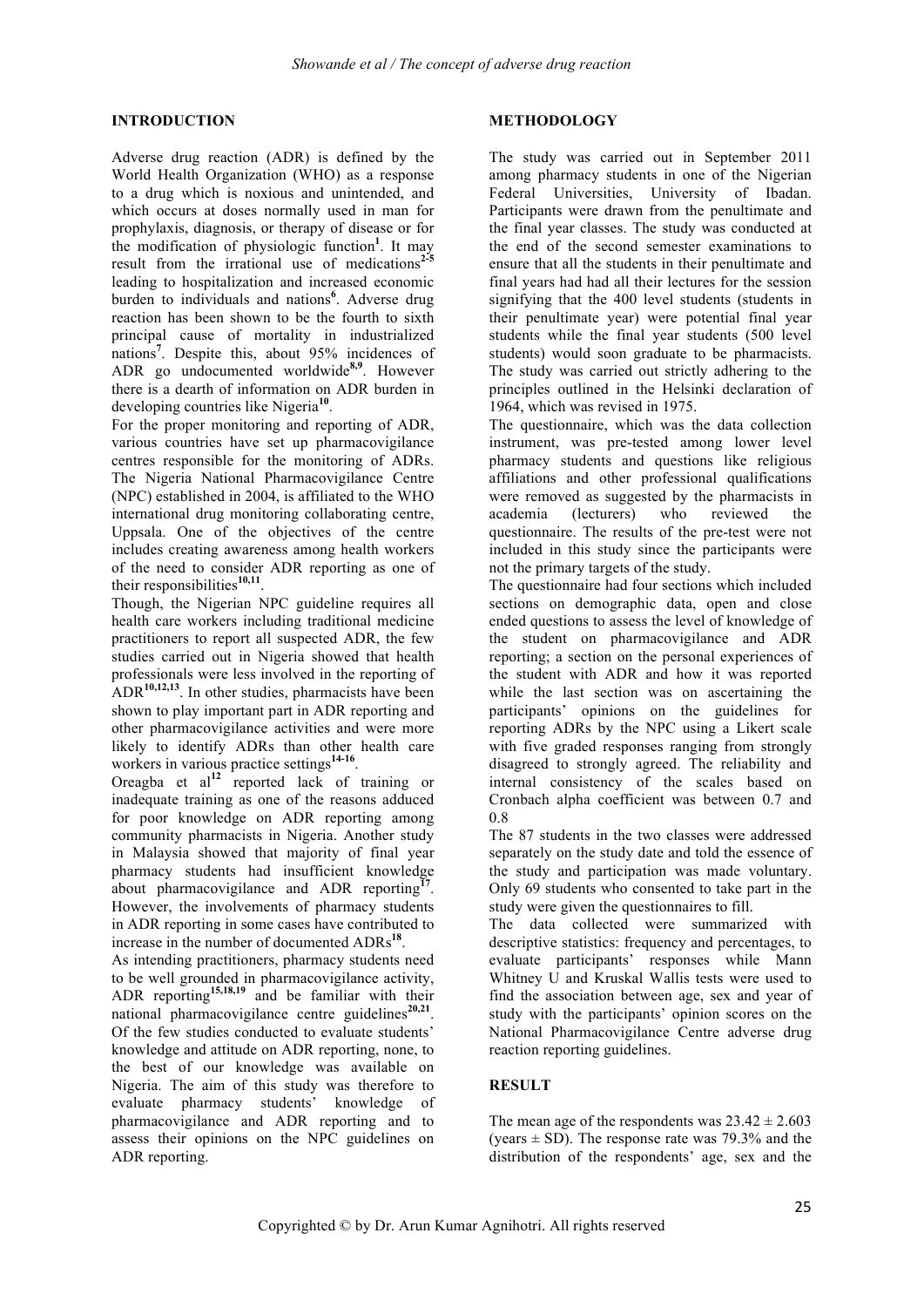## INTRODUCTION

Adverse drug reaction (ADR) is defined by the World Health Organization (WHO) as a response to a drug which is noxious and unintended, and which occurs at doses normally used in man for prophylaxis, diagnosis, or therapy of disease or for the modification of physiologic function[1]. It may result from the irrational use of medications[2-5] leading to hospitalization and increased economic burden to individuals and nations[6]. Adverse drug reaction has been shown to be the fourth to sixth principal cause of mortality in industrialized nations[7]. Despite this, about 95% incidences of ADR go undocumented worldwide[8,9]. However there is a dearth of information on ADR burden in developing countries like Nigeria[10].

For the proper monitoring and reporting of ADR, various countries have set up pharmacovigilance centres responsible for the monitoring of ADRs. The Nigeria National Pharmacovigilance Centre (NPC) established in 2004, is affiliated to the WHO international drug monitoring collaborating centre, Uppsala. One of the objectives of the centre includes creating awareness among health workers of the need to consider ADR reporting as one of their responsibilities[10,11].

Though, the Nigerian NPC guideline requires all health care workers including traditional medicine practitioners to report all suspected ADR, the few studies carried out in Nigeria showed that health professionals were less involved in the reporting of ADR[10,12,13]. In other studies, pharmacists have been shown to play important part in ADR reporting and other pharmacovigilance activities and were more likely to identify ADRs than other health care workers in various practice settings[14-16].

Oreagba et al[12] reported lack of training or inadequate training as one of the reasons adduced for poor knowledge on ADR reporting among community pharmacists in Nigeria. Another study in Malaysia showed that majority of final year pharmacy students had insufficient knowledge about pharmacovigilance and ADR reporting[17]. However, the involvements of pharmacy students in ADR reporting in some cases have contributed to increase in the number of documented ADRs[18].

As intending practitioners, pharmacy students need to be well grounded in pharmacovigilance activity, ADR reporting[15,18,19] and be familiar with their national pharmacovigilance centre guidelines[20,21]. Of the few studies conducted to evaluate students' knowledge and attitude on ADR reporting, none, to the best of our knowledge was available on Nigeria. The aim of this study was therefore to evaluate pharmacy students' knowledge of pharmacovigilance and ADR reporting and to assess their opinions on the NPC guidelines on ADR reporting.

## METHODOLOGY

The study was carried out in September 2011 among pharmacy students in one of the Nigerian Federal Universities, University of Ibadan. Participants were drawn from the penultimate and the final year classes. The study was conducted at the end of the second semester examinations to ensure that all the students in their penultimate and final years had had all their lectures for the session signifying that the 400 level students (students in their penultimate year) were potential final year students while the final year students (500 level students) would soon graduate to be pharmacists. The study was carried out strictly adhering to the principles outlined in the Helsinki declaration of 1964, which was revised in 1975.

The questionnaire, which was the data collection instrument, was pre-tested among lower level pharmacy students and questions like religious affiliations and other professional qualifications were removed as suggested by the pharmacists in academia (lecturers) who reviewed the questionnaire. The results of the pre-test were not included in this study since the participants were not the primary targets of the study.

The questionnaire had four sections which included sections on demographic data, open and close ended questions to assess the level of knowledge of the student on pharmacovigilance and ADR reporting; a section on the personal experiences of the student with ADR and how it was reported while the last section was on ascertaining the participants' opinions on the guidelines for reporting ADRs by the NPC using a Likert scale with five graded responses ranging from strongly disagreed to strongly agreed. The reliability and internal consistency of the scales based on Cronbach alpha coefficient was between 0.7 and 0.8

The 87 students in the two classes were addressed separately on the study date and told the essence of the study and participation was made voluntary. Only 69 students who consented to take part in the study were given the questionnaires to fill.

The data collected were summarized with descriptive statistics: frequency and percentages, to evaluate participants' responses while Mann Whitney U and Kruskal Wallis tests were used to find the association between age, sex and year of study with the participants' opinion scores on the National Pharmacovigilance Centre adverse drug reaction reporting guidelines.

## RESULT

The mean age of the respondents was $23.42 \pm 2.603$ (years $\pm$ SD). The response rate was 79.3% and the distribution of the respondents' age, sex and the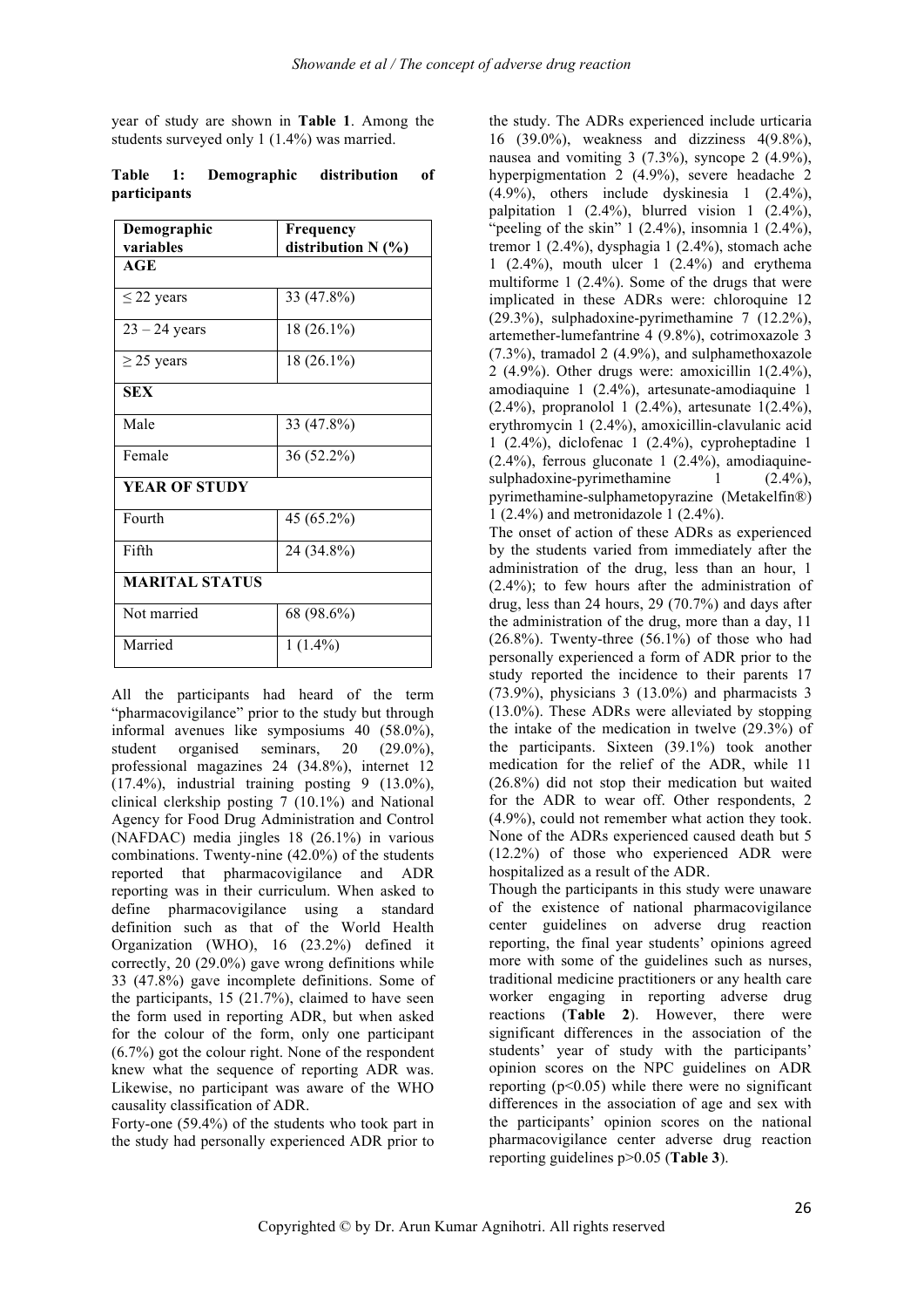year of study are shown in **Table 1**. Among the students surveyed only 1 (1.4%) was married.

**Table 1: Demographic distribution of participants**

| Demographic variables | Frequency distribution N (%) |
|---|---|
| **AGE** | |
| ≤ 22 years | 33 (47.8%) |
| 23 – 24 years | 18 (26.1%) |
| ≥ 25 years | 18 (26.1%) |
| **SEX** | |
| Male | 33 (47.8%) |
| Female | 36 (52.2%) |
| **YEAR OF STUDY** | |
| Fourth | 45 (65.2%) |
| Fifth | 24 (34.8%) |
| **MARITAL STATUS** | |
| Not married | 68 (98.6%) |
| Married | 1 (1.4%) |

All the participants had heard of the term "pharmacovigilance" prior to the study but through informal avenues like symposiums 40 (58.0%), student organised seminars, 20 (29.0%), professional magazines 24 (34.8%), internet 12 (17.4%), industrial training posting 9 (13.0%), clinical clerkship posting 7 (10.1%) and National Agency for Food Drug Administration and Control (NAFDAC) media jingles 18 (26.1%) in various combinations. Twenty-nine (42.0%) of the students reported that pharmacovigilance and ADR reporting was in their curriculum. When asked to define pharmacovigilance using a standard definition such as that of the World Health Organization (WHO), 16 (23.2%) defined it correctly, 20 (29.0%) gave wrong definitions while 33 (47.8%) gave incomplete definitions. Some of the participants, 15 (21.7%), claimed to have seen the form used in reporting ADR, but when asked for the colour of the form, only one participant (6.7%) got the colour right. None of the respondent knew what the sequence of reporting ADR was. Likewise, no participant was aware of the WHO causality classification of ADR.

Forty-one (59.4%) of the students who took part in the study had personally experienced ADR prior to the study. The ADRs experienced include urticaria 16 (39.0%), weakness and dizziness 4(9.8%), nausea and vomiting 3 (7.3%), syncope 2 (4.9%), hyperpigmentation 2 (4.9%), severe headache 2 (4.9%), others include dyskinesia 1 (2.4%), palpitation 1 (2.4%), blurred vision 1 (2.4%), "peeling of the skin" 1 (2.4%), insomnia 1 (2.4%), tremor 1 (2.4%), dysphagia 1 (2.4%), stomach ache 1 (2.4%), mouth ulcer 1 (2.4%) and erythema multiforme 1 (2.4%). Some of the drugs that were implicated in these ADRs were: chloroquine 12 (29.3%), sulphadoxine-pyrimethamine 7 (12.2%), artemether-lumefantrine 4 (9.8%), cotrimoxazole 3 (7.3%), tramadol 2 (4.9%), and sulphamethoxazole 2 (4.9%). Other drugs were: amoxicillin 1(2.4%), amodiaquine 1 (2.4%), artesunate-amodiaquine 1 (2.4%), propranolol 1 (2.4%), artesunate 1(2.4%), erythromycin 1 (2.4%), amoxicillin-clavulanic acid 1 (2.4%), diclofenac 1 (2.4%), cyproheptadine 1 (2.4%), ferrous gluconate 1 (2.4%), amodiaquine-sulphadoxine-pyrimethamine 1 (2.4%), pyrimethamine-sulphametopyrazine (Metakelfin®) 1 (2.4%) and metronidazole 1 (2.4%).

The onset of action of these ADRs as experienced by the students varied from immediately after the administration of the drug, less than an hour, 1 (2.4%); to few hours after the administration of drug, less than 24 hours, 29 (70.7%) and days after the administration of the drug, more than a day, 11 (26.8%). Twenty-three (56.1%) of those who had personally experienced a form of ADR prior to the study reported the incidence to their parents 17 (73.9%), physicians 3 (13.0%) and pharmacists 3 (13.0%). These ADRs were alleviated by stopping the intake of the medication in twelve (29.3%) of the participants. Sixteen (39.1%) took another medication for the relief of the ADR, while 11 (26.8%) did not stop their medication but waited for the ADR to wear off. Other respondents, 2 (4.9%), could not remember what action they took. None of the ADRs experienced caused death but 5 (12.2%) of those who experienced ADR were hospitalized as a result of the ADR.

Though the participants in this study were unaware of the existence of national pharmacovigilance center guidelines on adverse drug reaction reporting, the final year students' opinions agreed more with some of the guidelines such as nurses, traditional medicine practitioners or any health care worker engaging in reporting adverse drug reactions (**Table 2**). However, there were significant differences in the association of the students' year of study with the participants' opinion scores on the NPC guidelines on ADR reporting ($p<0.05$) while there were no significant differences in the association of age and sex with the participants' opinion scores on the national pharmacovigilance center adverse drug reaction reporting guidelines $p>0.05$ (**Table 3**).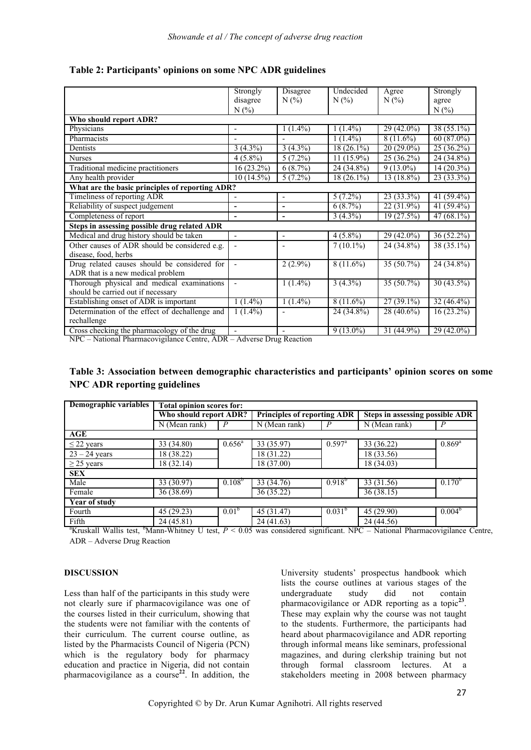**Table 2: Participants' opinions on some NPC ADR guidelines**

| | Strongly disagree N (%) | Disagree N (%) | Undecided N (%) | Agree N (%) | Strongly agree N (%) |
|---|---|---|---|---|---|
| **Who should report ADR?** | | | | | |
| Physicians | - | 1 (1.4%) | 1 (1.4%) | 29 (42.0%) | 38 (55.1%) |
| Pharmacists | - | - | 1 (1.4%) | 8 (11.6%) | 60 (87.0%) |
| Dentists | 3 (4.3%) | 3 (4.3%) | 18 (26.1%) | 20 (29.0%) | 25 (36.2%) |
| Nurses | 4 (5.8%) | 5 (7.2%) | 11 (15.9%) | 25 (36.2%) | 24 (34.8%) |
| Traditional medicine practitioners | 16 (23.2%) | 6 (8.7%) | 24 (34.8%) | 9 (13.0%) | 14 (20.3%) |
| Any health provider | 10 (14.5%) | 5 (7.2%) | 18 (26.1%) | 13 (18.8%) | 23 (33.3%) |
| **What are the basic principles of reporting ADR?** | | | | | |
| Timeliness of reporting ADR | - | - | 5 (7.2%) | 23 (33.3%) | 41 (59.4%) |
| Reliability of suspect judgement | - | - | 6 (8.7%) | 22 (31.9%) | 41 (59.4%) |
| Completeness of report | - | - | 3 (4.3%) | 19 (27.5%) | 47 (68.1%) |
| **Steps in assessing possible drug related ADR** | | | | | |
| Medical and drug history should be taken | - | - | 4 (5.8%) | 29 (42.0%) | 36 (52.2%) |
| Other causes of ADR should be considered e.g. disease, food, herbs | - | - | 7 (10.1%) | 24 (34.8%) | 38 (35.1%) |
| Drug related causes should be considered for ADR that is a new medical problem | - | 2 (2.9%) | 8 (11.6%) | 35 (50.7%) | 24 (34.8%) |
| Thorough physical and medical examinations should be carried out if necessary | - | 1 (1.4%) | 3 (4.3%) | 35 (50.7%) | 30 (43.5%) |
| Establishing onset of ADR is important | 1 (1.4%) | 1 (1.4%) | 8 (11.6%) | 27 (39.1%) | 32 (46.4%) |
| Determination of the effect of dechallenge and rechallenge | 1 (1.4%) | - | 24 (34.8%) | 28 (40.6%) | 16 (23.2%) |
| Cross checking the pharmacology of the drug | - | - | 9 (13.0%) | 31 (44.9%) | 29 (42.0%) |

NPC – National Pharmacovigilance Centre, ADR – Adverse Drug Reaction

**Table 3: Association between demographic characteristics and participants' opinion scores on some NPC ADR reporting guidelines**

| Demographic variables | Total opinion scores for: | | | | | |
|---|---|---|---|---|---|---|
| | Who should report ADR? | | Principles of reporting ADR | | Steps in assessing possible ADR | |
| | N (Mean rank) | $P$ | N (Mean rank) | $P$ | N (Mean rank) | $P$ |
| **AGE** | | | | | | |
| ≤ 22 years | 33 (34.80) | 0.656[a] | 33 (35.97) | 0.597[a] | 33 (36.22) | 0.869[a] |
| 23 – 24 years | 18 (38.22) | | 18 (31.22) | | 18 (33.56) | |
| ≥ 25 years | 18 (32.14) | | 18 (37.00) | | 18 (34.03) | |
| **SEX** | | | | | | |
| Male | 33 (30.97) | 0.108[b] | 33 (34.76) | 0.918[b] | 33 (31.56) | 0.170[b] |
| Female | 36 (38.69) | | 36 (35.22) | | 36 (38.15) | |
| **Year of study** | | | | | | |
| Fourth | 45 (29.23) | 0.01[b] | 45 (31.47) | 0.031[b] | 45 (29.90) | 0.004[b] |
| Fifth | 24 (45.81) | | 24 (41.63) | | 24 (44.56) | |

[a]Kruskall Wallis test, [b]Mann-Whitney U test, $P < 0.05$ was considered significant. NPC – National Pharmacovigilance Centre, ADR – Adverse Drug Reaction

## DISCUSSION

Less than half of the participants in this study were not clearly sure if pharmacovigilance was one of the courses listed in their curriculum, showing that the students were not familiar with the contents of their curriculum. The current course outline, as listed by the Pharmacists Council of Nigeria (PCN) which is the regulatory body for pharmacy education and practice in Nigeria, did not contain pharmacovigilance as a course[22]. In addition, the University students' prospectus handbook which lists the course outlines at various stages of the undergraduate study did not contain pharmacovigilance or ADR reporting as a topic[23]. These may explain why the course was not taught to the students. Furthermore, the participants had heard about pharmacovigilance and ADR reporting through informal means like seminars, professional magazines, and during clerkship training but not through formal classroom lectures. At a stakeholders meeting in 2008 between pharmacy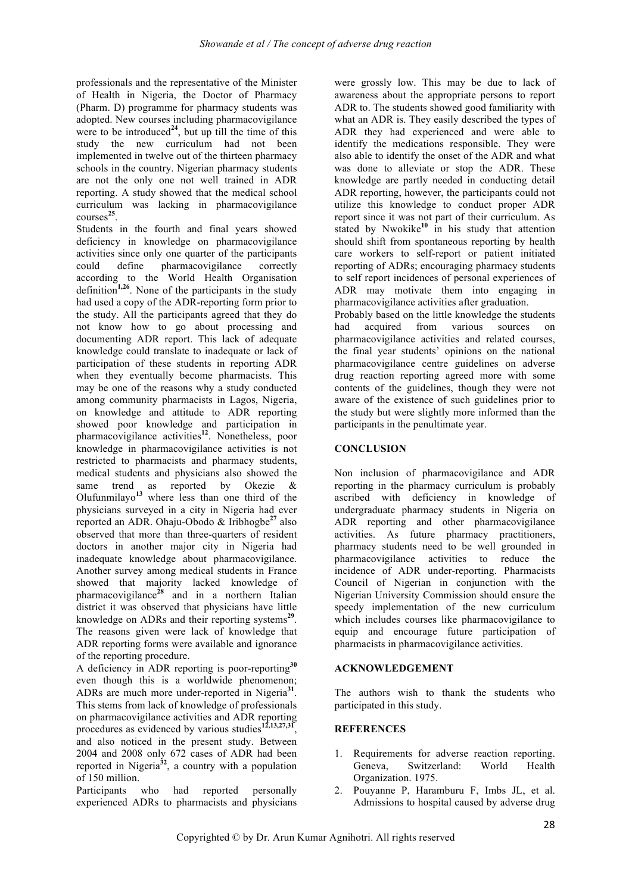professionals and the representative of the Minister of Health in Nigeria, the Doctor of Pharmacy (Pharm. D) programme for pharmacy students was adopted. New courses including pharmacovigilance were to be introduced[24], but up till the time of this study the new curriculum had not been implemented in twelve out of the thirteen pharmacy schools in the country. Nigerian pharmacy students are not the only one not well trained in ADR reporting. A study showed that the medical school curriculum was lacking in pharmacovigilance courses[25].

Students in the fourth and final years showed deficiency in knowledge on pharmacovigilance activities since only one quarter of the participants could define pharmacovigilance correctly according to the World Health Organisation definition[1,26]. None of the participants in the study had used a copy of the ADR-reporting form prior to the study. All the participants agreed that they do not know how to go about processing and documenting ADR report. This lack of adequate knowledge could translate to inadequate or lack of participation of these students in reporting ADR when they eventually become pharmacists. This may be one of the reasons why a study conducted among community pharmacists in Lagos, Nigeria, on knowledge and attitude to ADR reporting showed poor knowledge and participation in pharmacovigilance activities[12]. Nonetheless, poor knowledge in pharmacovigilance activities is not restricted to pharmacists and pharmacy students, medical students and physicians also showed the same trend as reported by Okezie & Olufunmilayo[13] where less than one third of the physicians surveyed in a city in Nigeria had ever reported an ADR. Ohaju-Obodo & Iribhogbe[27] also observed that more than three-quarters of resident doctors in another major city in Nigeria had inadequate knowledge about pharmacovigilance. Another survey among medical students in France showed that majority lacked knowledge of pharmacovigilance[28] and in a northern Italian district it was observed that physicians have little knowledge on ADRs and their reporting systems[29]. The reasons given were lack of knowledge that ADR reporting forms were available and ignorance of the reporting procedure.

A deficiency in ADR reporting is poor-reporting[30] even though this is a worldwide phenomenon; ADRs are much more under-reported in Nigeria[31]. This stems from lack of knowledge of professionals on pharmacovigilance activities and ADR reporting procedures as evidenced by various studies[12,13,27,31], and also noticed in the present study. Between 2004 and 2008 only 672 cases of ADR had been reported in Nigeria[32], a country with a population of 150 million.

Participants who had reported personally experienced ADRs to pharmacists and physicians were grossly low. This may be due to lack of awareness about the appropriate persons to report ADR to. The students showed good familiarity with what an ADR is. They easily described the types of ADR they had experienced and were able to identify the medications responsible. They were also able to identify the onset of the ADR and what was done to alleviate or stop the ADR. These knowledge are partly needed in conducting detail ADR reporting, however, the participants could not utilize this knowledge to conduct proper ADR report since it was not part of their curriculum. As stated by Nwokike[10] in his study that attention should shift from spontaneous reporting by health care workers to self-report or patient initiated reporting of ADRs; encouraging pharmacy students to self report incidences of personal experiences of ADR may motivate them into engaging in pharmacovigilance activities after graduation.

Probably based on the little knowledge the students had acquired from various sources on pharmacovigilance activities and related courses, the final year students' opinions on the national pharmacovigilance centre guidelines on adverse drug reaction reporting agreed more with some contents of the guidelines, though they were not aware of the existence of such guidelines prior to the study but were slightly more informed than the participants in the penultimate year.

## CONCLUSION

Non inclusion of pharmacovigilance and ADR reporting in the pharmacy curriculum is probably ascribed with deficiency in knowledge of undergraduate pharmacy students in Nigeria on ADR reporting and other pharmacovigilance activities. As future pharmacy practitioners, pharmacy students need to be well grounded in pharmacovigilance activities to reduce the incidence of ADR under-reporting. Pharmacists Council of Nigerian in conjunction with the Nigerian University Commission should ensure the speedy implementation of the new curriculum which includes courses like pharmacovigilance to equip and encourage future participation of pharmacists in pharmacovigilance activities.

## ACKNOWLEDGEMENT

The authors wish to thank the students who participated in this study.

## REFERENCES

1. Requirements for adverse reaction reporting. Geneva, Switzerland: World Health Organization. 1975.
2. Pouyanne P, Haramburu F, Imbs JL, et al. Admissions to hospital caused by adverse drug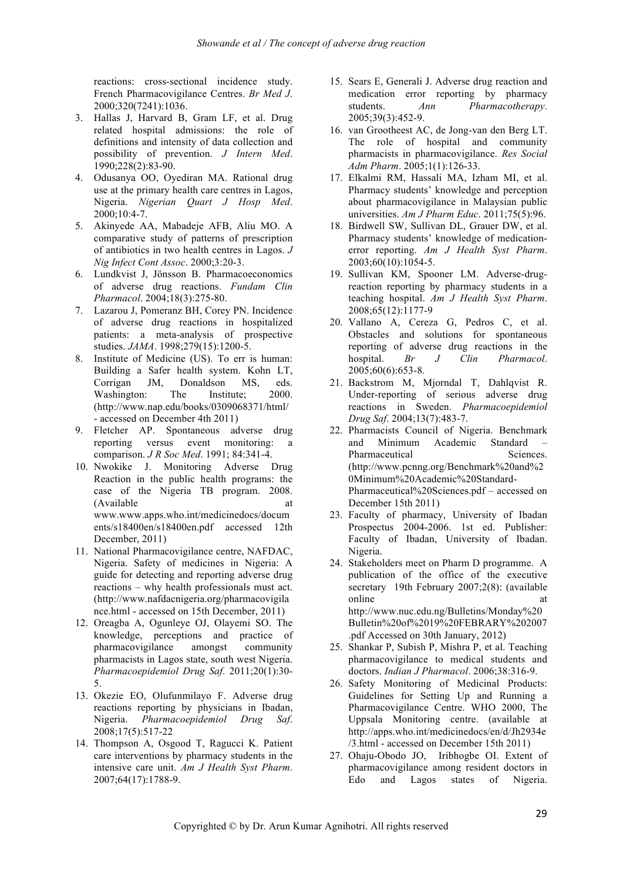reactions: cross-sectional incidence study. French Pharmacovigilance Centres. *Br Med J*. 2000;320(7241):1036.

3. Hallas J, Harvard B, Gram LF, et al. Drug related hospital admissions: the role of definitions and intensity of data collection and possibility of prevention. *J Intern Med*. 1990;228(2):83-90.
4. Odusanya OO, Oyediran MA. Rational drug use at the primary health care centres in Lagos, Nigeria. *Nigerian Quart J Hosp Med*. 2000;10:4-7.
5. Akinyede AA, Mabadeje AFB, Aliu MO. A comparative study of patterns of prescription of antibiotics in two health centres in Lagos. *J Nig Infect Cont Assoc*. 2000;3:20-3.
6. Lundkvist J, Jönsson B. Pharmacoeconomics of adverse drug reactions. *Fundam Clin Pharmacol*. 2004;18(3):275-80.
7. Lazarou J, Pomeranz BH, Corey PN. Incidence of adverse drug reactions in hospitalized patients: a meta-analysis of prospective studies. *JAMA*. 1998;279(15):1200-5.
8. Institute of Medicine (US). To err is human: Building a Safer health system. Kohn LT, Corrigan JM, Donaldson MS, eds. Washington: The Institute; 2000. (http://www.nap.edu/books/0309068371/html/ - accessed on December 4th 2011)
9. Fletcher AP. Spontaneous adverse drug reporting versus event monitoring: a comparison. *J R Soc Med*. 1991; 84:341-4.
10. Nwokike J. Monitoring Adverse Drug Reaction in the public health programs: the case of the Nigeria TB program. 2008. (Available at www.www.apps.who.int/medicinedocs/documents/s18400en/s18400en.pdf accessed 12th December, 2011)
11. National Pharmacovigilance centre, NAFDAC, Nigeria. Safety of medicines in Nigeria: A guide for detecting and reporting adverse drug reactions – why health professionals must act. (http://www.nafdacnigeria.org/pharmacovigilance.html - accessed on 15th December, 2011)
12. Oreagba A, Ogunleye OJ, Olayemi SO. The knowledge, perceptions and practice of pharmacovigilance amongst community pharmacists in Lagos state, south west Nigeria. *Pharmacoepidemiol Drug Saf*. 2011;20(1):30-5.
13. Okezie EO, Olufunmilayo F. Adverse drug reactions reporting by physicians in Ibadan, Nigeria. *Pharmacoepidemiol Drug Saf*. 2008;17(5):517-22
14. Thompson A, Osgood T, Ragucci K. Patient care interventions by pharmacy students in the intensive care unit. *Am J Health Syst Pharm*. 2007;64(17):1788-9.
15. Sears E, Generali J. Adverse drug reaction and medication error reporting by pharmacy students. *Ann Pharmacotherapy*. 2005;39(3):452-9.
16. van Grootheest AC, de Jong-van den Berg LT. The role of hospital and community pharmacists in pharmacovigilance. *Res Social Adm Pharm*. 2005;1(1):126-33.
17. Elkalmi RM, Hassali MA, Izham MI, et al. Pharmacy students' knowledge and perception about pharmacovigilance in Malaysian public universities. *Am J Pharm Educ*. 2011;75(5):96.
18. Birdwell SW, Sullivan DL, Grauer DW, et al. Pharmacy students' knowledge of medication-error reporting. *Am J Health Syst Pharm*. 2003;60(10):1054-5.
19. Sullivan KM, Spooner LM. Adverse-drug-reaction reporting by pharmacy students in a teaching hospital. *Am J Health Syst Pharm*. 2008;65(12):1177-9
20. Vallano A, Cereza G, Pedros C, et al. Obstacles and solutions for spontaneous reporting of adverse drug reactions in the hospital. *Br J Clin Pharmacol*. 2005;60(6):653-8.
21. Backstrom M, Mjorndal T, Dahlqvist R. Under-reporting of serious adverse drug reactions in Sweden. *Pharmacoepidemiol Drug Saf*. 2004;13(7):483-7.
22. Pharmacists Council of Nigeria. Benchmark and Minimum Academic Standard – Pharmaceutical Sciences. (http://www.pcnng.org/Benchmark%20and%20Minimum%20Academic%20Standard-Pharmaceutical%20Sciences.pdf – accessed on December 15th 2011)
23. Faculty of pharmacy, University of Ibadan Prospectus 2004-2006. 1st ed. Publisher: Faculty of Ibadan, University of Ibadan. Nigeria.
24. Stakeholders meet on Pharm D programme. A publication of the office of the executive secretary 19th February 2007;2(8): (available online at http://www.nuc.edu.ng/Bulletins/Monday%20Bulletin%20of%2019%20FEBRARY%202007.pdf Accessed on 30th January, 2012)
25. Shankar P, Subish P, Mishra P, et al. Teaching pharmacovigilance to medical students and doctors. *Indian J Pharmacol*. 2006;38:316-9.
26. Safety Monitoring of Medicinal Products: Guidelines for Setting Up and Running a Pharmacovigilance Centre. WHO 2000, The Uppsala Monitoring centre. (available at http://apps.who.int/medicinedocs/en/d/Jh2934e/3.html - accessed on December 15th 2011)
27. Ohaju-Obodo JO, Iribhogbe OI. Extent of pharmacovigilance among resident doctors in Edo and Lagos states of Nigeria.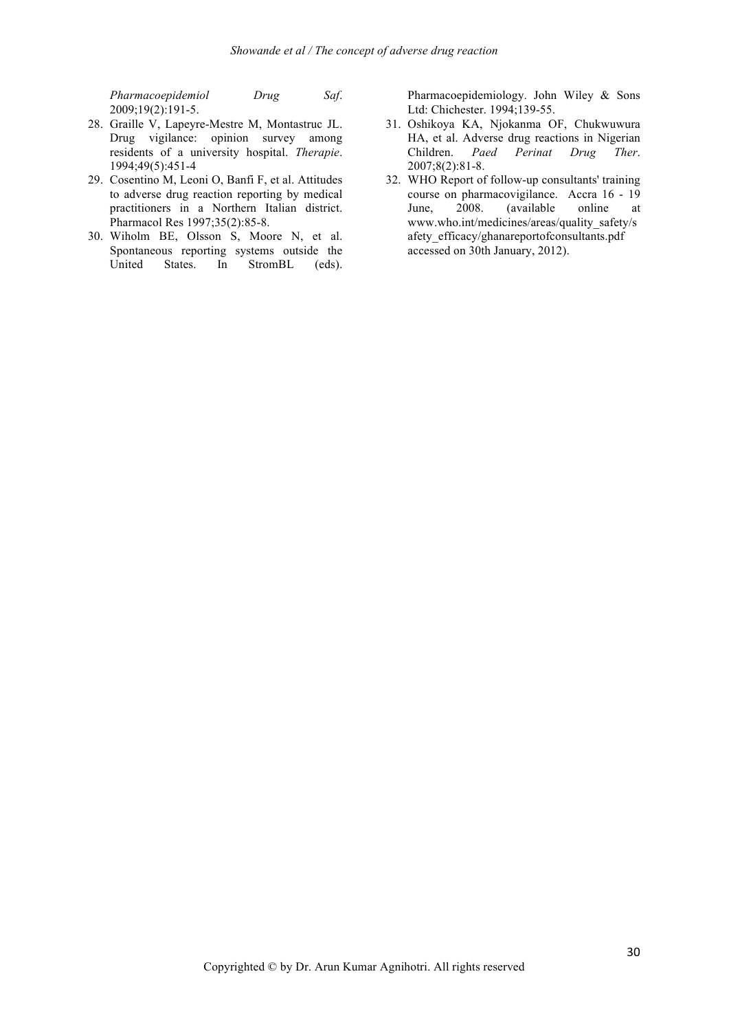*Pharmacoepidemiol Drug Saf*. 2009;19(2):191-5.

28. Graille V, Lapeyre-Mestre M, Montastruc JL. Drug vigilance: opinion survey among residents of a university hospital. *Therapie*. 1994;49(5):451-4
29. Cosentino M, Leoni O, Banfi F, et al. Attitudes to adverse drug reaction reporting by medical practitioners in a Northern Italian district. Pharmacol Res 1997;35(2):85-8.
30. Wiholm BE, Olsson S, Moore N, et al. Spontaneous reporting systems outside the United States. In StromBL (eds). Pharmacoepidemiology. John Wiley & Sons Ltd: Chichester. 1994;139-55.
31. Oshikoya KA, Njokanma OF, Chukwuwura HA, et al. Adverse drug reactions in Nigerian Children. *Paed Perinat Drug Ther*. 2007;8(2):81-8.
32. WHO Report of follow-up consultants' training course on pharmacovigilance. Accra 16 - 19 June, 2008. (available online at www.who.int/medicines/areas/quality_safety/safety_efficacy/ghanareportofconsultants.pdf accessed on 30th January, 2012).

Copyrighted © by Dr. Arun Kumar Agnihotri. All rights reserved